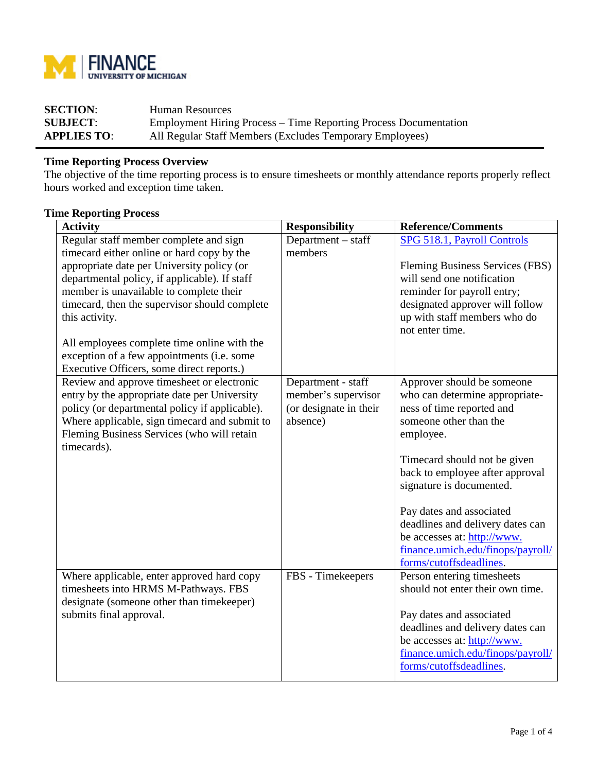FINANCE
UNIVERSITY OF MICHIGAN

**SECTION**: Human Resources
**SUBJECT**: Employment Hiring Process – Time Reporting Process Documentation
**APPLIES TO**: All Regular Staff Members (Excludes Temporary Employees)

---

**Time Reporting Process Overview**

The objective of the time reporting process is to ensure timesheets or monthly attendance reports properly reflect hours worked and exception time taken.

**Time Reporting Process**

| **Activity** | **Responsibility** | **Reference/Comments** |
|---|---|---|
| Regular staff member complete and sign timecard either online or hard copy by the appropriate date per University policy (or departmental policy, if applicable). If staff member is unavailable to complete their timecard, then the supervisor should complete this activity.<br><br>All employees complete time online with the exception of a few appointments (i.e. some Executive Officers, some direct reports.) | Department – staff members | SPG 518.1, Payroll Controls<br><br>Fleming Business Services (FBS) will send one notification reminder for payroll entry; designated approver will follow up with staff members who do not enter time. |
| Review and approve timesheet or electronic entry by the appropriate date per University policy (or departmental policy if applicable). Where applicable, sign timecard and submit to Fleming Business Services (who will retain timecards). | Department - staff member's supervisor (or designate in their absence) | Approver should be someone who can determine appropriateness of time reported and someone other than the employee.<br><br>Timecard should not be given back to employee after approval signature is documented.<br><br>Pay dates and associated deadlines and delivery dates can be accesses at: http://www.finance.umich.edu/finops/payroll/forms/cutoffsdeadlines. |
| Where applicable, enter approved hard copy timesheets into HRMS M-Pathways. FBS designate (someone other than timekeeper) submits final approval. | FBS - Timekeepers | Person entering timesheets should not enter their own time.<br><br>Pay dates and associated deadlines and delivery dates can be accesses at: http://www.finance.umich.edu/finops/payroll/forms/cutoffsdeadlines. |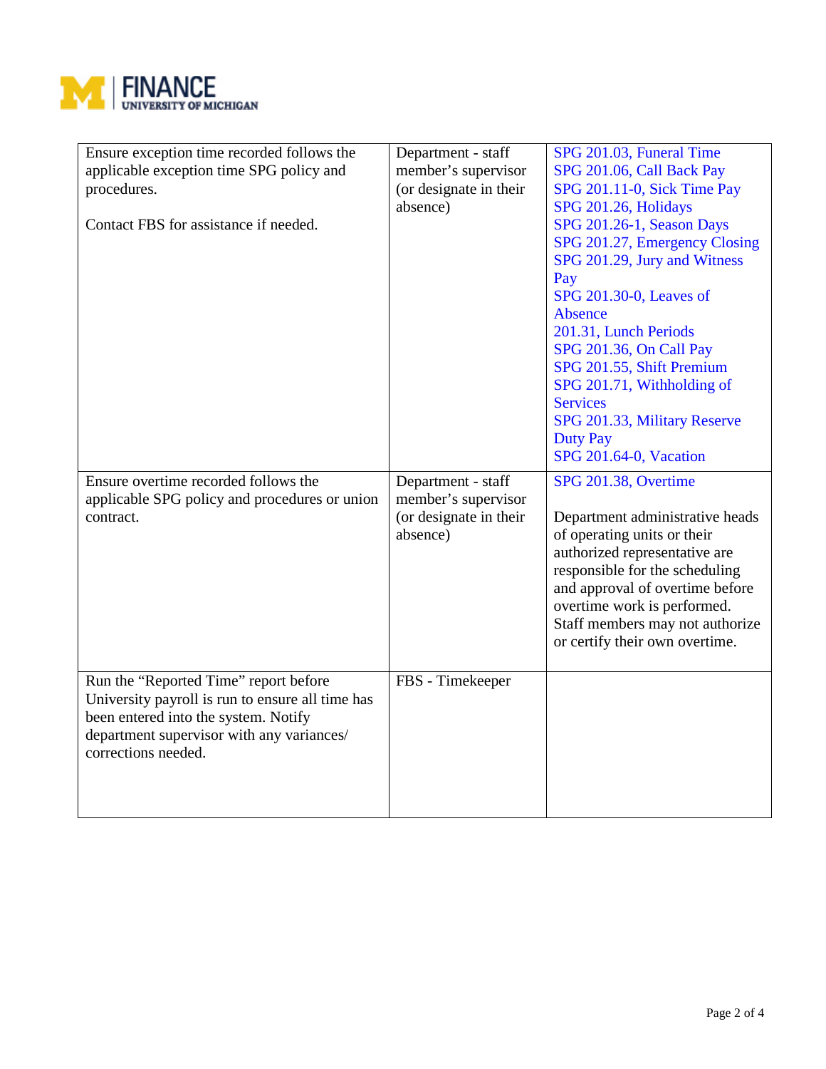| | | |
|---|---|---|
| Ensure exception time recorded follows the applicable exception time SPG policy and procedures.<br><br>Contact FBS for assistance if needed. | Department - staff member's supervisor (or designate in their absence) | SPG 201.03, Funeral Time<br>SPG 201.06, Call Back Pay<br>SPG 201.11-0, Sick Time Pay<br>SPG 201.26, Holidays<br>SPG 201.26-1, Season Days<br>SPG 201.27, Emergency Closing<br>SPG 201.29, Jury and Witness Pay<br>SPG 201.30-0, Leaves of Absence<br>201.31, Lunch Periods<br>SPG 201.36, On Call Pay<br>SPG 201.55, Shift Premium<br>SPG 201.71, Withholding of Services<br>SPG 201.33, Military Reserve Duty Pay<br>SPG 201.64-0, Vacation |
| Ensure overtime recorded follows the applicable SPG policy and procedures or union contract. | Department - staff member's supervisor (or designate in their absence) | SPG 201.38, Overtime<br><br>Department administrative heads of operating units or their authorized representative are responsible for the scheduling and approval of overtime before overtime work is performed. Staff members may not authorize or certify their own overtime. |
| Run the "Reported Time" report before University payroll is run to ensure all time has been entered into the system. Notify department supervisor with any variances/ corrections needed. | FBS - Timekeeper | |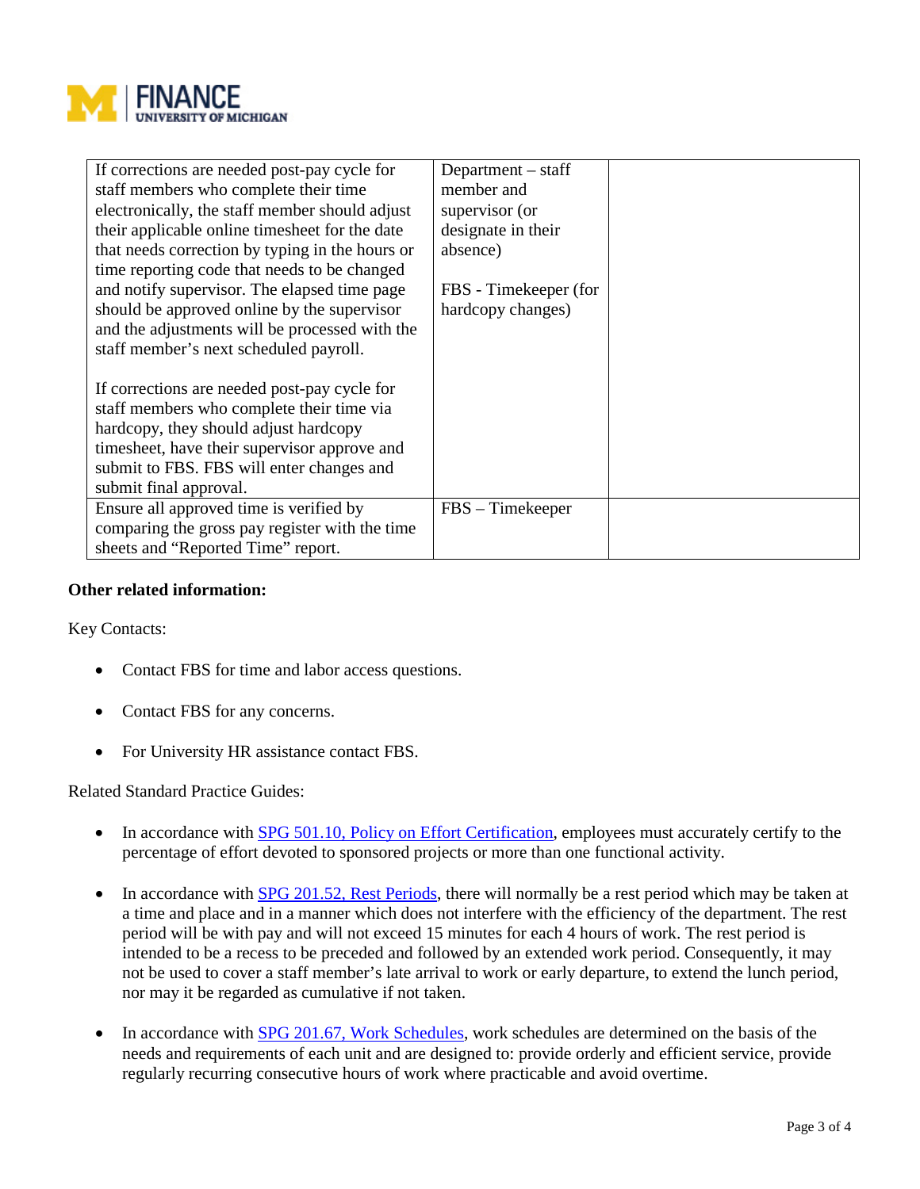| | | |
|---|---|---|
| If corrections are needed post-pay cycle for staff members who complete their time electronically, the staff member should adjust their applicable online timesheet for the date that needs correction by typing in the hours or time reporting code that needs to be changed and notify supervisor. The elapsed time page should be approved online by the supervisor and the adjustments will be processed with the staff member's next scheduled payroll.<br><br>If corrections are needed post-pay cycle for staff members who complete their time via hardcopy, they should adjust hardcopy timesheet, have their supervisor approve and submit to FBS. FBS will enter changes and submit final approval. | Department – staff member and supervisor (or designate in their absence)<br><br>FBS - Timekeeper (for hardcopy changes) | |
| Ensure all approved time is verified by comparing the gross pay register with the time sheets and "Reported Time" report. | FBS – Timekeeper | |

**Other related information:**

Key Contacts:

- Contact FBS for time and labor access questions.
- Contact FBS for any concerns.
- For University HR assistance contact FBS.

Related Standard Practice Guides:

- In accordance with SPG 501.10, Policy on Effort Certification, employees must accurately certify to the percentage of effort devoted to sponsored projects or more than one functional activity.
- In accordance with SPG 201.52, Rest Periods, there will normally be a rest period which may be taken at a time and place and in a manner which does not interfere with the efficiency of the department. The rest period will be with pay and will not exceed 15 minutes for each 4 hours of work. The rest period is intended to be a recess to be preceded and followed by an extended work period. Consequently, it may not be used to cover a staff member's late arrival to work or early departure, to extend the lunch period, nor may it be regarded as cumulative if not taken.
- In accordance with SPG 201.67, Work Schedules, work schedules are determined on the basis of the needs and requirements of each unit and are designed to: provide orderly and efficient service, provide regularly recurring consecutive hours of work where practicable and avoid overtime.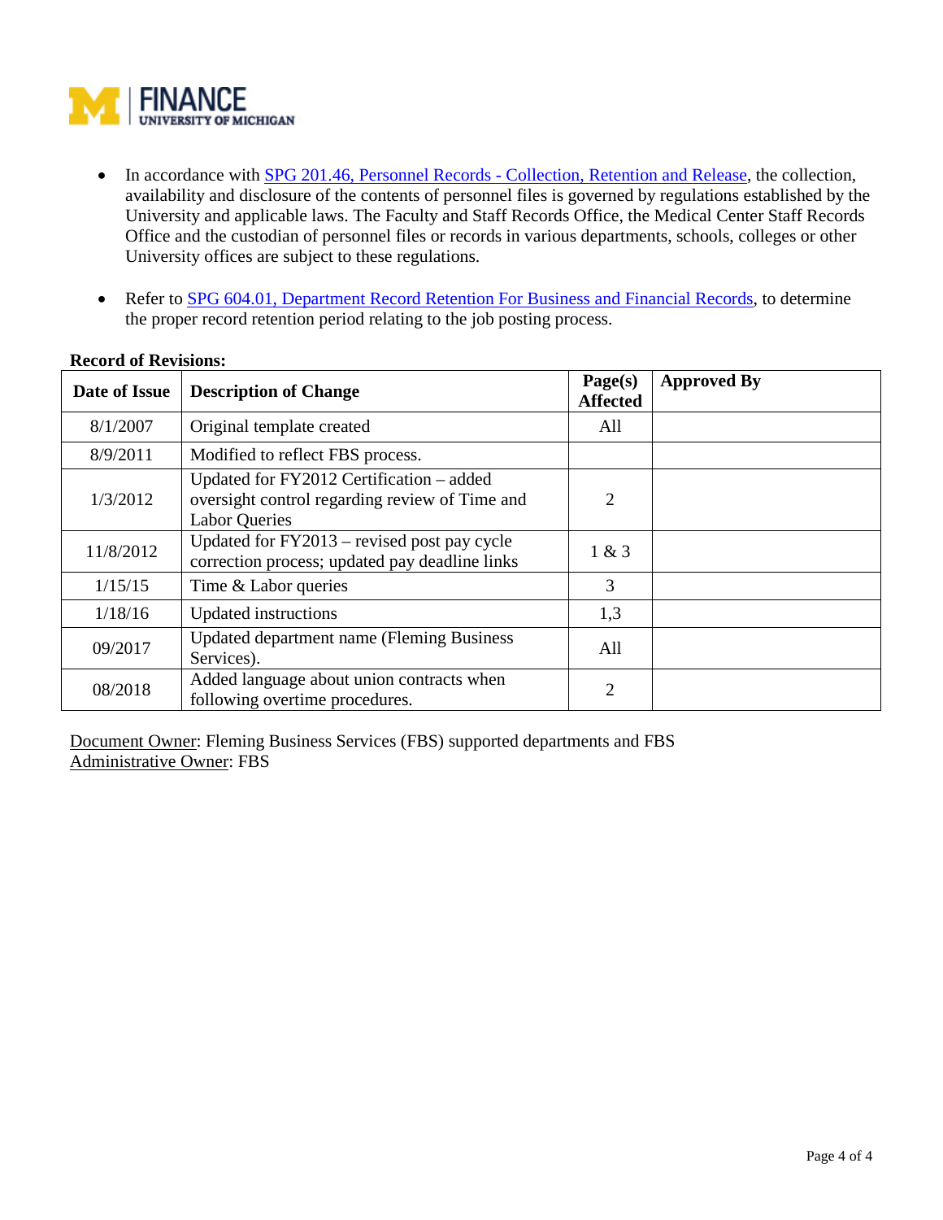- In accordance with [SPG 201.46, Personnel Records - Collection, Retention and Release](), the collection, availability and disclosure of the contents of personnel files is governed by regulations established by the University and applicable laws. The Faculty and Staff Records Office, the Medical Center Staff Records Office and the custodian of personnel files or records in various departments, schools, colleges or other University offices are subject to these regulations.

- Refer to [SPG 604.01, Department Record Retention For Business and Financial Records](), to determine the proper record retention period relating to the job posting process.

**Record of Revisions:**

| Date of Issue | Description of Change | Page(s) Affected | Approved By |
|---|---|---|---|
| 8/1/2007 | Original template created | All | |
| 8/9/2011 | Modified to reflect FBS process. | | |
| 1/3/2012 | Updated for FY2012 Certification – added oversight control regarding review of Time and Labor Queries | 2 | |
| 11/8/2012 | Updated for FY2013 – revised post pay cycle correction process; updated pay deadline links | 1 & 3 | |
| 1/15/15 | Time & Labor queries | 3 | |
| 1/18/16 | Updated instructions | 1,3 | |
| 09/2017 | Updated department name (Fleming Business Services). | All | |
| 08/2018 | Added language about union contracts when following overtime procedures. | 2 | |

Document Owner: Fleming Business Services (FBS) supported departments and FBS
Administrative Owner: FBS